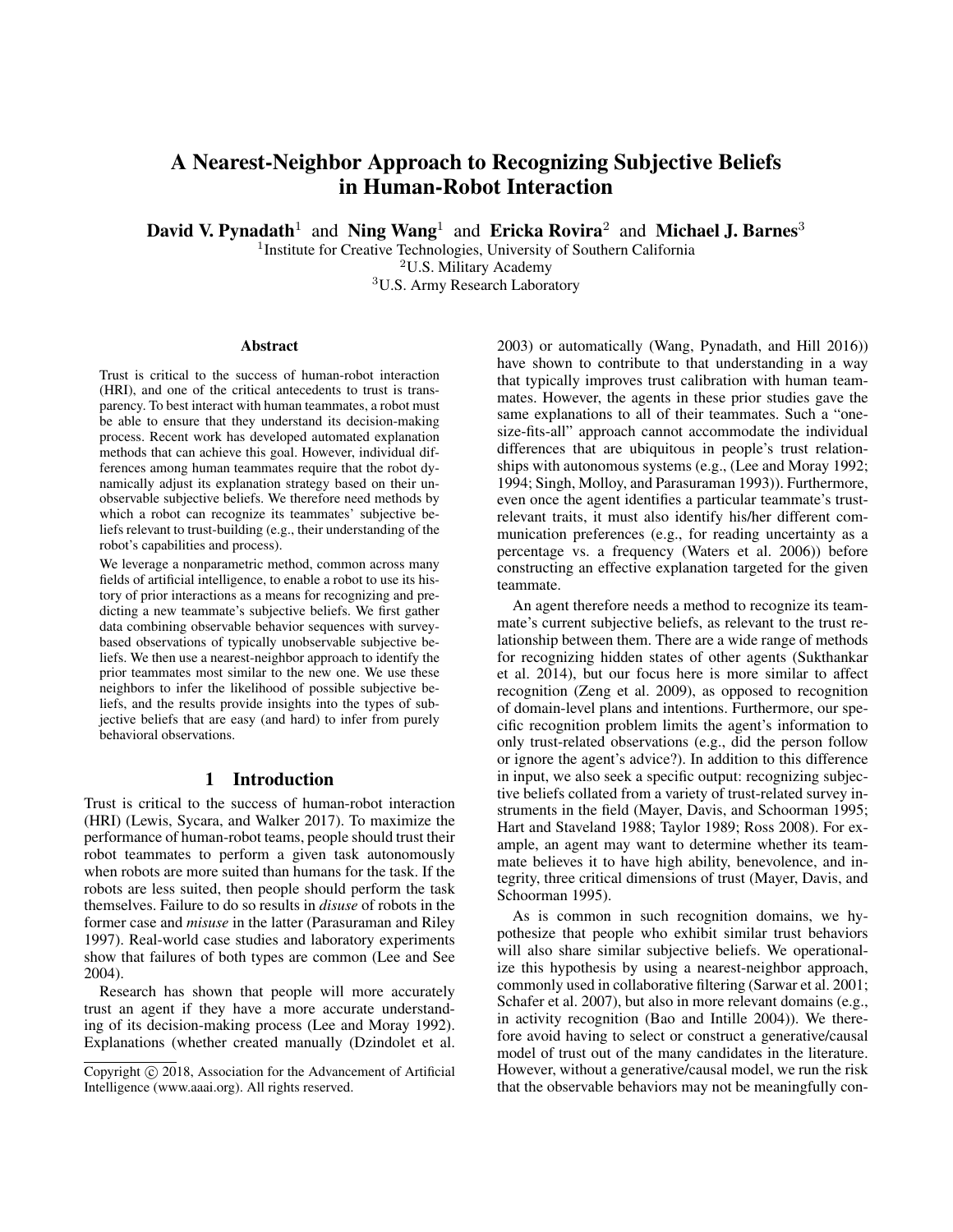# A Nearest-Neighbor Approach to Recognizing Subjective Beliefs in Human-Robot Interaction

**David V. Pynadath**[1] and **Ning Wang**[1] and **Ericka Rovira**[2] and **Michael J. Barnes**[3]

[1]Institute for Creative Technologies, University of Southern California
[2]U.S. Military Academy
[3]U.S. Army Research Laboratory

## Abstract

Trust is critical to the success of human-robot interaction (HRI), and one of the critical antecedents to trust is transparency. To best interact with human teammates, a robot must be able to ensure that they understand its decision-making process. Recent work has developed automated explanation methods that can achieve this goal. However, individual differences among human teammates require that the robot dynamically adjust its explanation strategy based on their unobservable subjective beliefs. We therefore need methods by which a robot can recognize its teammates' subjective beliefs relevant to trust-building (e.g., their understanding of the robot's capabilities and process).

We leverage a nonparametric method, common across many fields of artificial intelligence, to enable a robot to use its history of prior interactions as a means for recognizing and predicting a new teammate's subjective beliefs. We first gather data combining observable behavior sequences with survey-based observations of typically unobservable subjective beliefs. We then use a nearest-neighbor approach to identify the prior teammates most similar to the new one. We use these neighbors to infer the likelihood of possible subjective beliefs, and the results provide insights into the types of subjective beliefs that are easy (and hard) to infer from purely behavioral observations.

## 1 Introduction

Trust is critical to the success of human-robot interaction (HRI) (Lewis, Sycara, and Walker 2017). To maximize the performance of human-robot teams, people should trust their robot teammates to perform a given task autonomously when robots are more suited than humans for the task. If the robots are less suited, then people should perform the task themselves. Failure to do so results in *disuse* of robots in the former case and *misuse* in the latter (Parasuraman and Riley 1997). Real-world case studies and laboratory experiments show that failures of both types are common (Lee and See 2004).

Research has shown that people will more accurately trust an agent if they have a more accurate understanding of its decision-making process (Lee and Moray 1992). Explanations (whether created manually (Dzindolet et al. 2003) or automatically (Wang, Pynadath, and Hill 2016)) have shown to contribute to that understanding in a way that typically improves trust calibration with human teammates. However, the agents in these prior studies gave the same explanations to all of their teammates. Such a "one-size-fits-all" approach cannot accommodate the individual differences that are ubiquitous in people's trust relationships with autonomous systems (e.g., (Lee and Moray 1992; 1994; Singh, Molloy, and Parasuraman 1993)). Furthermore, even once the agent identifies a particular teammate's trust-relevant traits, it must also identify his/her different communication preferences (e.g., for reading uncertainty as a percentage vs. a frequency (Waters et al. 2006)) before constructing an effective explanation targeted for the given teammate.

An agent therefore needs a method to recognize its teammate's current subjective beliefs, as relevant to the trust relationship between them. There are a wide range of methods for recognizing hidden states of other agents (Sukthankar et al. 2014), but our focus here is more similar to affect recognition (Zeng et al. 2009), as opposed to recognition of domain-level plans and intentions. Furthermore, our specific recognition problem limits the agent's information to only trust-related observations (e.g., did the person follow or ignore the agent's advice?). In addition to this difference in input, we also seek a specific output: recognizing subjective beliefs collated from a variety of trust-related survey instruments in the field (Mayer, Davis, and Schoorman 1995; Hart and Staveland 1988; Taylor 1989; Ross 2008). For example, an agent may want to determine whether its teammate believes it to have high ability, benevolence, and integrity, three critical dimensions of trust (Mayer, Davis, and Schoorman 1995).

As is common in such recognition domains, we hypothesize that people who exhibit similar trust behaviors will also share similar subjective beliefs. We operationalize this hypothesis by using a nearest-neighbor approach, commonly used in collaborative filtering (Sarwar et al. 2001; Schafer et al. 2007), but also in more relevant domains (e.g., in activity recognition (Bao and Intille 2004)). We therefore avoid having to select or construct a generative/causal model of trust out of the many candidates in the literature. However, without a generative/causal model, we run the risk that the observable behaviors may not be meaningfully con-

Copyright © 2018, Association for the Advancement of Artificial Intelligence (www.aaai.org). All rights reserved.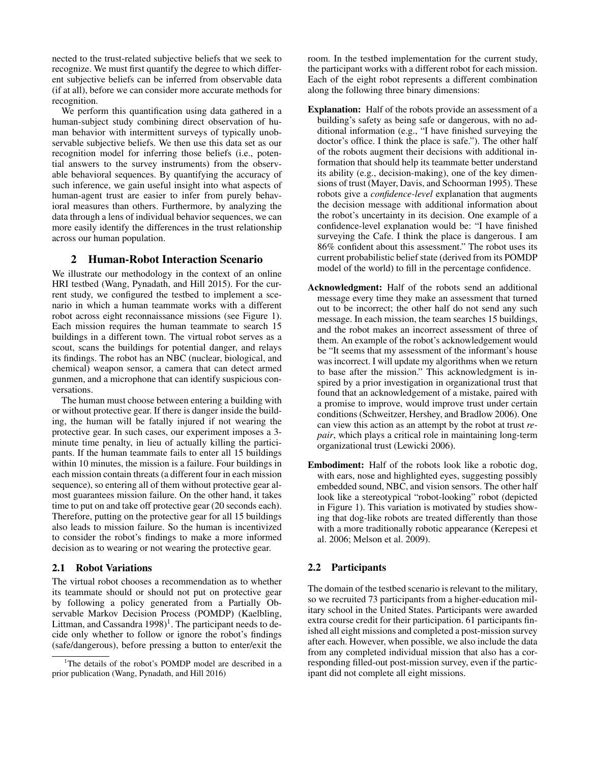nected to the trust-related subjective beliefs that we seek to recognize. We must first quantify the degree to which different subjective beliefs can be inferred from observable data (if at all), before we can consider more accurate methods for recognition.

We perform this quantification using data gathered in a human-subject study combining direct observation of human behavior with intermittent surveys of typically unobservable subjective beliefs. We then use this data set as our recognition model for inferring those beliefs (i.e., potential answers to the survey instruments) from the observable behavioral sequences. By quantifying the accuracy of such inference, we gain useful insight into what aspects of human-agent trust are easier to infer from purely behavioral measures than others. Furthermore, by analyzing the data through a lens of individual behavior sequences, we can more easily identify the differences in the trust relationship across our human population.

## 2 Human-Robot Interaction Scenario

We illustrate our methodology in the context of an online HRI testbed (Wang, Pynadath, and Hill 2015). For the current study, we configured the testbed to implement a scenario in which a human teammate works with a different robot across eight reconnaissance missions (see Figure 1). Each mission requires the human teammate to search 15 buildings in a different town. The virtual robot serves as a scout, scans the buildings for potential danger, and relays its findings. The robot has an NBC (nuclear, biological, and chemical) weapon sensor, a camera that can detect armed gunmen, and a microphone that can identify suspicious conversations.

The human must choose between entering a building with or without protective gear. If there is danger inside the building, the human will be fatally injured if not wearing the protective gear. In such cases, our experiment imposes a 3-minute time penalty, in lieu of actually killing the participants. If the human teammate fails to enter all 15 buildings within 10 minutes, the mission is a failure. Four buildings in each mission contain threats (a different four in each mission sequence), so entering all of them without protective gear almost guarantees mission failure. On the other hand, it takes time to put on and take off protective gear (20 seconds each). Therefore, putting on the protective gear for all 15 buildings also leads to mission failure. So the human is incentivized to consider the robot's findings to make a more informed decision as to wearing or not wearing the protective gear.

### 2.1 Robot Variations

The virtual robot chooses a recommendation as to whether its teammate should or should not put on protective gear by following a policy generated from a Partially Observable Markov Decision Process (POMDP) (Kaelbling, Littman, and Cassandra 1998)[1]. The participant needs to decide only whether to follow or ignore the robot's findings (safe/dangerous), before pressing a button to enter/exit the room. In the testbed implementation for the current study, the participant works with a different robot for each mission. Each of the eight robot represents a different combination along the following three binary dimensions:

**Explanation:** Half of the robots provide an assessment of a building's safety as being safe or dangerous, with no additional information (e.g., "I have finished surveying the doctor's office. I think the place is safe."). The other half of the robots augment their decisions with additional information that should help its teammate better understand its ability (e.g., decision-making), one of the key dimensions of trust (Mayer, Davis, and Schoorman 1995). These robots give a *confidence-level* explanation that augments the decision message with additional information about the robot's uncertainty in its decision. One example of a confidence-level explanation would be: "I have finished surveying the Cafe. I think the place is dangerous. I am 86% confident about this assessment." The robot uses its current probabilistic belief state (derived from its POMDP model of the world) to fill in the percentage confidence.

**Acknowledgment:** Half of the robots send an additional message every time they make an assessment that turned out to be incorrect; the other half do not send any such message. In each mission, the team searches 15 buildings, and the robot makes an incorrect assessment of three of them. An example of the robot's acknowledgement would be "It seems that my assessment of the informant's house was incorrect. I will update my algorithms when we return to base after the mission." This acknowledgment is inspired by a prior investigation in organizational trust that found that an acknowledgement of a mistake, paired with a promise to improve, would improve trust under certain conditions (Schweitzer, Hershey, and Bradlow 2006). One can view this action as an attempt by the robot at trust *repair*, which plays a critical role in maintaining long-term organizational trust (Lewicki 2006).

**Embodiment:** Half of the robots look like a robotic dog, with ears, nose and highlighted eyes, suggesting possibly embedded sound, NBC, and vision sensors. The other half look like a stereotypical "robot-looking" robot (depicted in Figure 1). This variation is motivated by studies showing that dog-like robots are treated differently than those with a more traditionally robotic appearance (Kerepesi et al. 2006; Melson et al. 2009).

### 2.2 Participants

The domain of the testbed scenario is relevant to the military, so we recruited 73 participants from a higher-education military school in the United States. Participants were awarded extra course credit for their participation. 61 participants finished all eight missions and completed a post-mission survey after each. However, when possible, we also include the data from any completed individual mission that also has a corresponding filled-out post-mission survey, even if the participant did not complete all eight missions.

[1] The details of the robot's POMDP model are described in a prior publication (Wang, Pynadath, and Hill 2016)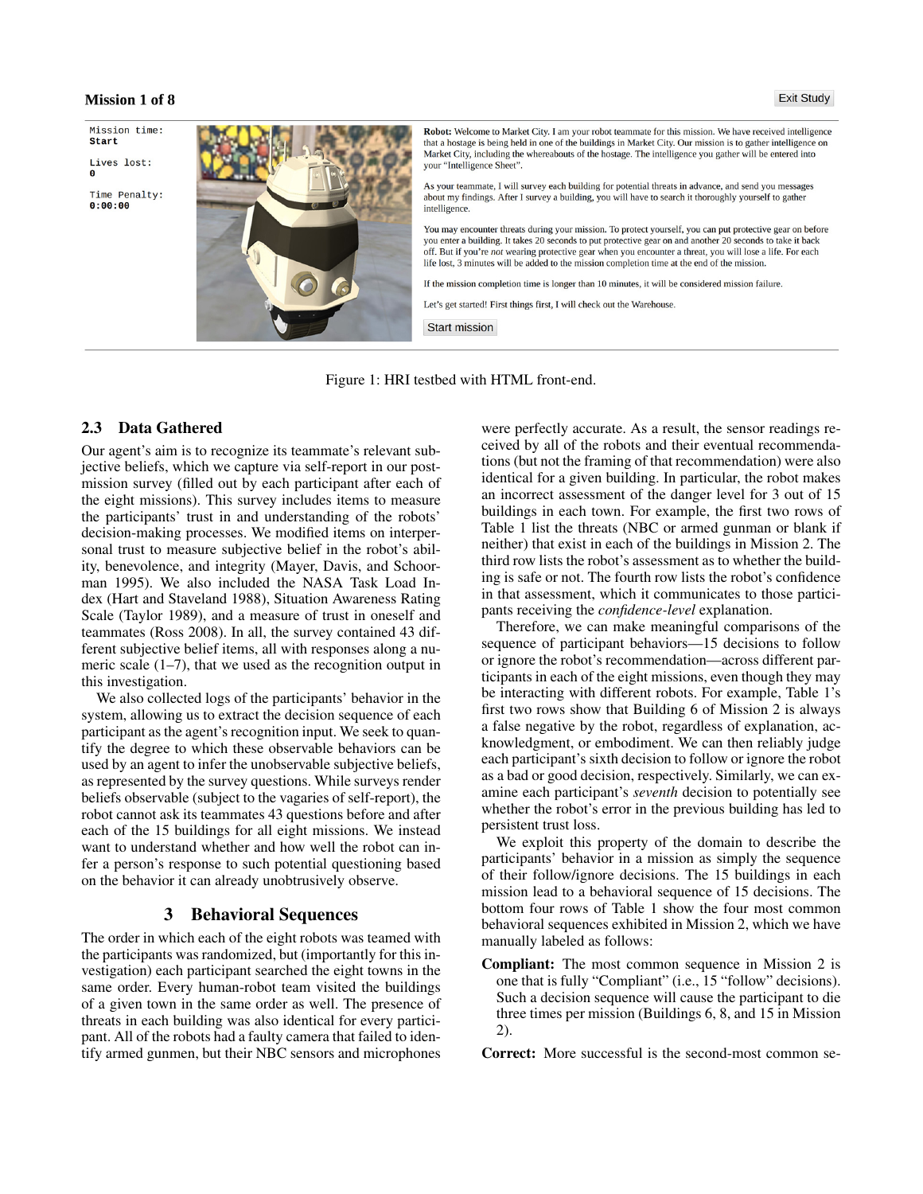Figure 1: HRI testbed with HTML front-end.

### 2.3 Data Gathered

Our agent's aim is to recognize its teammate's relevant subjective beliefs, which we capture via self-report in our post-mission survey (filled out by each participant after each of the eight missions). This survey includes items to measure the participants' trust in and understanding of the robots' decision-making processes. We modified items on interpersonal trust to measure subjective belief in the robot's ability, benevolence, and integrity (Mayer, Davis, and Schoorman 1995). We also included the NASA Task Load Index (Hart and Staveland 1988), Situation Awareness Rating Scale (Taylor 1989), and a measure of trust in oneself and teammates (Ross 2008). In all, the survey contained 43 different subjective belief items, all with responses along a numeric scale (1–7), that we used as the recognition output in this investigation.

We also collected logs of the participants' behavior in the system, allowing us to extract the decision sequence of each participant as the agent's recognition input. We seek to quantify the degree to which these observable behaviors can be used by an agent to infer the unobservable subjective beliefs, as represented by the survey questions. While surveys render beliefs observable (subject to the vagaries of self-report), the robot cannot ask its teammates 43 questions before and after each of the 15 buildings for all eight missions. We instead want to understand whether and how well the robot can infer a person's response to such potential questioning based on the behavior it can already unobtrusively observe.

## 3 Behavioral Sequences

The order in which each of the eight robots was teamed with the participants was randomized, but (importantly for this investigation) each participant searched the eight towns in the same order. Every human-robot team visited the buildings of a given town in the same order as well. The presence of threats in each building was also identical for every participant. All of the robots had a faulty camera that failed to identify armed gunmen, but their NBC sensors and microphones were perfectly accurate. As a result, the sensor readings received by all of the robots and their eventual recommendations (but not the framing of that recommendation) were also identical for a given building. In particular, the robot makes an incorrect assessment of the danger level for 3 out of 15 buildings in each town. For example, the first two rows of Table 1 list the threats (NBC or armed gunman or blank if neither) that exist in each of the buildings in Mission 2. The third row lists the robot's assessment as to whether the building is safe or not. The fourth row lists the robot's confidence in that assessment, which it communicates to those participants receiving the *confidence-level* explanation.

Therefore, we can make meaningful comparisons of the sequence of participant behaviors—15 decisions to follow or ignore the robot's recommendation—across different participants in each of the eight missions, even though they may be interacting with different robots. For example, Table 1's first two rows show that Building 6 of Mission 2 is always a false negative by the robot, regardless of explanation, acknowledgment, or embodiment. We can then reliably judge each participant's sixth decision to follow or ignore the robot as a bad or good decision, respectively. Similarly, we can examine each participant's *seventh* decision to potentially see whether the robot's error in the previous building has led to persistent trust loss.

We exploit this property of the domain to describe the participants' behavior in a mission as simply the sequence of their follow/ignore decisions. The 15 buildings in each mission lead to a behavioral sequence of 15 decisions. The bottom four rows of Table 1 show the four most common behavioral sequences exhibited in Mission 2, which we have manually labeled as follows:

- **Compliant:** The most common sequence in Mission 2 is one that is fully "Compliant" (i.e., 15 "follow" decisions). Such a decision sequence will cause the participant to die three times per mission (Buildings 6, 8, and 15 in Mission 2).
- **Correct:** More successful is the second-most common se-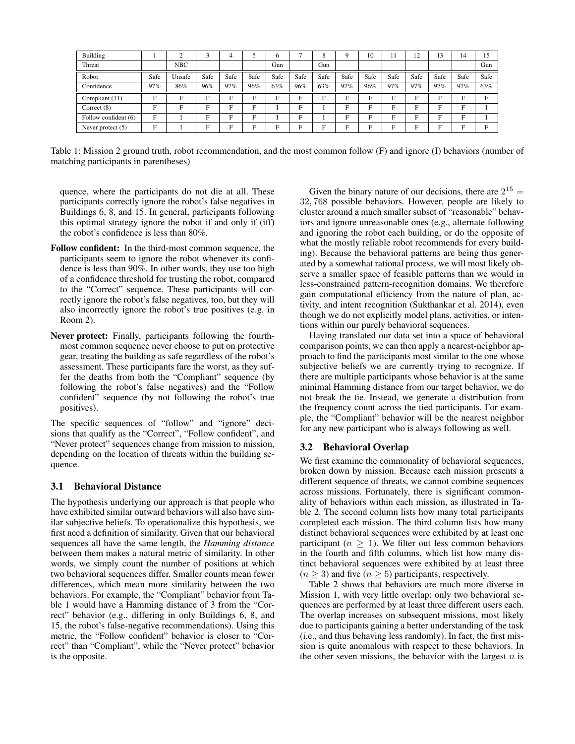| Building | 1 | 2 | 3 | 4 | 5 | 6 | 7 | 8 | 9 | 10 | 11 | 12 | 13 | 14 | 15 |
|---|---|---|---|---|---|---|---|---|---|---|---|---|---|---|---|
| Threat | | NBC | | | | Gun | | Gun | | | | | | | Gun |
| Robot | Safe | Unsafe | Safe | Safe | Safe | Safe | Safe | Safe | Safe | Safe | Safe | Safe | Safe | Safe | Safe |
| Confidence | 97% | 86% | 96% | 97% | 96% | 63% | 96% | 63% | 97% | 96% | 97% | 97% | 97% | 97% | 63% |
| Compliant (11) | F | F | F | F | F | F | F | F | F | F | F | F | F | F | F |
| Correct (8) | F | F | F | F | F | I | F | I | F | F | F | F | F | F | I |
| Follow confident (6) | F | I | F | F | F | I | F | I | F | F | F | F | F | F | I |
| Never protect (5) | F | I | F | F | F | F | F | F | F | F | F | F | F | F | F |

Table 1: Mission 2 ground truth, robot recommendation, and the most common follow (F) and ignore (I) behaviors (number of matching participants in parentheses)

quence, where the participants do not die at all. These participants correctly ignore the robot's false negatives in Buildings 6, 8, and 15. In general, participants following this optimal strategy ignore the robot if and only if (iff) the robot's confidence is less than 80%.

**Follow confident:** In the third-most common sequence, the participants seem to ignore the robot whenever its confidence is less than 90%. In other words, they use too high of a confidence threshold for trusting the robot, compared to the "Correct" sequence. These participants will correctly ignore the robot's false negatives, too, but they will also incorrectly ignore the robot's true positives (e.g. in Room 2).

**Never protect:** Finally, participants following the fourth-most common sequence never choose to put on protective gear, treating the building as safe regardless of the robot's assessment. These participants fare the worst, as they suffer the deaths from both the "Compliant" sequence (by following the robot's false negatives) and the "Follow confident" sequence (by not following the robot's true positives).

The specific sequences of "follow" and "ignore" decisions that qualify as the "Correct", "Follow confident", and "Never protect" sequences change from mission to mission, depending on the location of threats within the building sequence.

### 3.1 Behavioral Distance

The hypothesis underlying our approach is that people who have exhibited similar outward behaviors will also have similar subjective beliefs. To operationalize this hypothesis, we first need a definition of similarity. Given that our behavioral sequences all have the same length, the *Hamming distance* between them makes a natural metric of similarity. In other words, we simply count the number of positions at which two behavioral sequences differ. Smaller counts mean fewer differences, which mean more similarity between the two behaviors. For example, the "Compliant" behavior from Table 1 would have a Hamming distance of 3 from the "Correct" behavior (e.g., differing in only Buildings 6, 8, and 15, the robot's false-negative recommendations). Using this metric, the "Follow confident" behavior is closer to "Correct" than "Compliant", while the "Never protect" behavior is the opposite.

Given the binary nature of our decisions, there are $2^{15} = 32,768$ possible behaviors. However, people are likely to cluster around a much smaller subset of "reasonable" behaviors and ignore unreasonable ones (e.g., alternate following and ignoring the robot each building, or do the opposite of what the mostly reliable robot recommends for every building). Because the behavioral patterns are being thus generated by a somewhat rational process, we will most likely observe a smaller space of feasible patterns than we would in less-constrained pattern-recognition domains. We therefore gain computational efficiency from the nature of plan, activity, and intent recognition (Sukthankar et al. 2014), even though we do not explicitly model plans, activities, or intentions within our purely behavioral sequences.

Having translated our data set into a space of behavioral comparison points, we can then apply a nearest-neighbor approach to find the participants most similar to the one whose subjective beliefs we are currently trying to recognize. If there are multiple participants whose behavior is at the same minimal Hamming distance from our target behavior, we do not break the tie. Instead, we generate a distribution from the frequency count across the tied participants. For example, the "Compliant" behavior will be the nearest neighbor for any new participant who is always following as well.

### 3.2 Behavioral Overlap

We first examine the commonality of behavioral sequences, broken down by mission. Because each mission presents a different sequence of threats, we cannot combine sequences across missions. Fortunately, there is significant commonality of behaviors within each mission, as illustrated in Table 2. The second column lists how many total participants completed each mission. The third column lists how many distinct behavioral sequences were exhibited by at least one participant ($n \geq 1$). We filter out less common behaviors in the fourth and fifth columns, which list how many distinct behavioral sequences were exhibited by at least three ($n \geq 3$) and five ($n \geq 5$) participants, respectively.

Table 2 shows that behaviors are much more diverse in Mission 1, with very little overlap: only two behavioral sequences are performed by at least three different users each. The overlap increases on subsequent missions, most likely due to participants gaining a better understanding of the task (i.e., and thus behaving less randomly). In fact, the first mission is quite anomalous with respect to these behaviors. In the other seven missions, the behavior with the largest $n$ is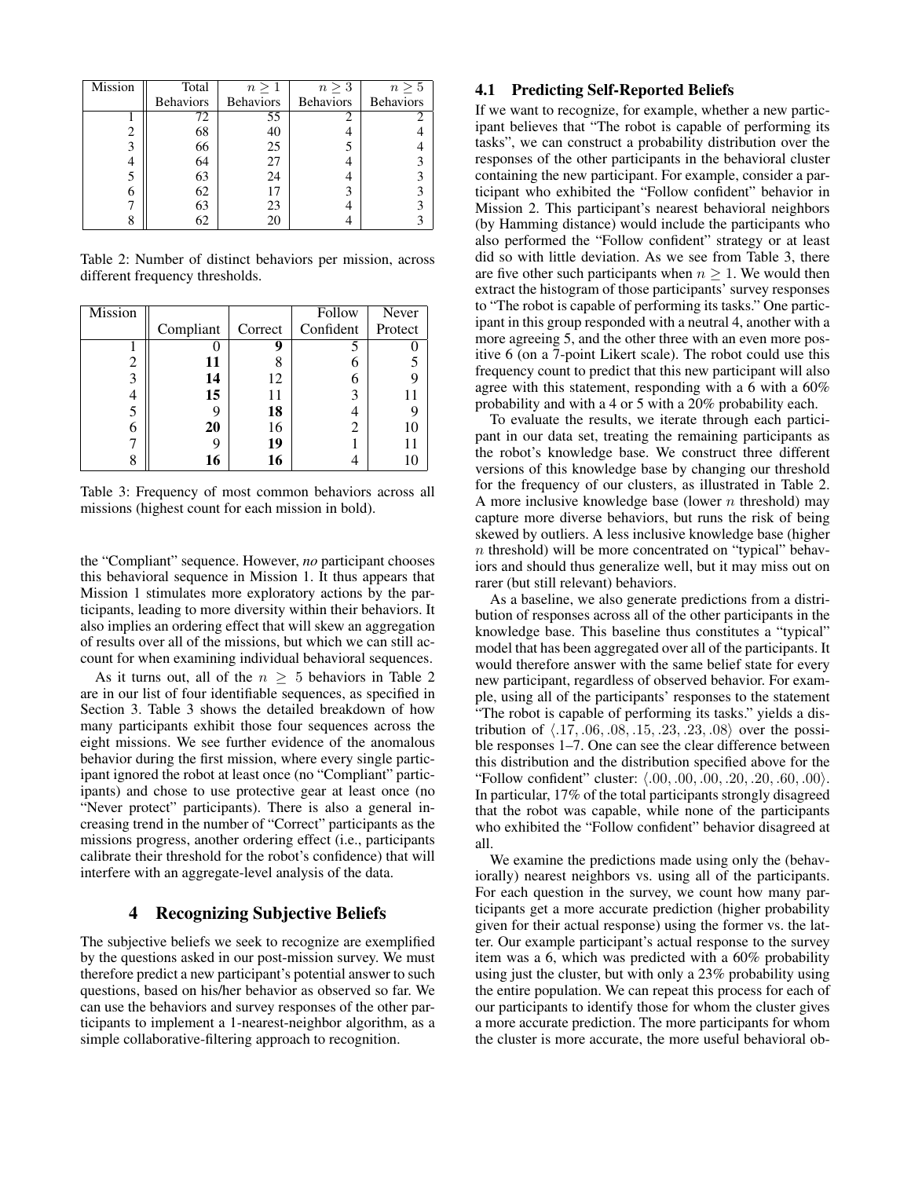| Mission | Total Behaviors | $n \geq 1$ Behaviors | $n \geq 3$ Behaviors | $n \geq 5$ Behaviors |
|---|---|---|---|---|
| 1 | 72 | 55 | 2 | 2 |
| 2 | 68 | 40 | 4 | 4 |
| 3 | 66 | 25 | 5 | 4 |
| 4 | 64 | 27 | 4 | 3 |
| 5 | 63 | 24 | 4 | 3 |
| 6 | 62 | 17 | 3 | 3 |
| 7 | 63 | 23 | 4 | 3 |
| 8 | 62 | 20 | 4 | 3 |

Table 2: Number of distinct behaviors per mission, across different frequency thresholds.

| Mission | Compliant | Correct | Follow Confident | Never Protect |
|---|---|---|---|---|
| 1 | 0 | **9** | 5 | 0 |
| 2 | **11** | 8 | 6 | 5 |
| 3 | **14** | 12 | 6 | 9 |
| 4 | **15** | 11 | 3 | 11 |
| 5 | 9 | **18** | 4 | 9 |
| 6 | **20** | 16 | 2 | 10 |
| 7 | 9 | **19** | 1 | 11 |
| 8 | **16** | **16** | 4 | 10 |

Table 3: Frequency of most common behaviors across all missions (highest count for each mission in bold).

the "Compliant" sequence. However, *no* participant chooses this behavioral sequence in Mission 1. It thus appears that Mission 1 stimulates more exploratory actions by the participants, leading to more diversity within their behaviors. It also implies an ordering effect that will skew an aggregation of results over all of the missions, but which we can still account for when examining individual behavioral sequences.

As it turns out, all of the $n \geq 5$ behaviors in Table 2 are in our list of four identifiable sequences, as specified in Section 3. Table 3 shows the detailed breakdown of how many participants exhibit those four sequences across the eight missions. We see further evidence of the anomalous behavior during the first mission, where every single participant ignored the robot at least once (no "Compliant" participants) and chose to use protective gear at least once (no "Never protect" participants). There is also a general increasing trend in the number of "Correct" participants as the missions progress, another ordering effect (i.e., participants calibrate their threshold for the robot's confidence) that will interfere with an aggregate-level analysis of the data.

## 4 Recognizing Subjective Beliefs

The subjective beliefs we seek to recognize are exemplified by the questions asked in our post-mission survey. We must therefore predict a new participant's potential answer to such questions, based on his/her behavior as observed so far. We can use the behaviors and survey responses of the other participants to implement a 1-nearest-neighbor algorithm, as a simple collaborative-filtering approach to recognition.

### 4.1 Predicting Self-Reported Beliefs

If we want to recognize, for example, whether a new participant believes that "The robot is capable of performing its tasks", we can construct a probability distribution over the responses of the other participants in the behavioral cluster containing the new participant. For example, consider a participant who exhibited the "Follow confident" behavior in Mission 2. This participant's nearest behavioral neighbors (by Hamming distance) would include the participants who also performed the "Follow confident" strategy or at least did so with little deviation. As we see from Table 3, there are five other such participants when $n \geq 1$. We would then extract the histogram of those participants' survey responses to "The robot is capable of performing its tasks." One participant in this group responded with a neutral 4, another with a more agreeing 5, and the other three with an even more positive 6 (on a 7-point Likert scale). The robot could use this frequency count to predict that this new participant will also agree with this statement, responding with a 6 with a 60% probability and with a 4 or 5 with a 20% probability each.

To evaluate the results, we iterate through each participant in our data set, treating the remaining participants as the robot's knowledge base. We construct three different versions of this knowledge base by changing our threshold for the frequency of our clusters, as illustrated in Table 2. A more inclusive knowledge base (lower $n$ threshold) may capture more diverse behaviors, but runs the risk of being skewed by outliers. A less inclusive knowledge base (higher $n$ threshold) will be more concentrated on "typical" behaviors and should thus generalize well, but it may miss out on rarer (but still relevant) behaviors.

As a baseline, we also generate predictions from a distribution of responses across all of the other participants in the knowledge base. This baseline thus constitutes a "typical" model that has been aggregated over all of the participants. It would therefore answer with the same belief state for every new participant, regardless of observed behavior. For example, using all of the participants' responses to the statement "The robot is capable of performing its tasks." yields a distribution of $\langle .17, .06, .08, .15, .23, .23, .08 \rangle$ over the possible responses 1–7. One can see the clear difference between this distribution and the distribution specified above for the "Follow confident" cluster: $\langle .00, .00, .00, .20, .20, .60, .00 \rangle$. In particular, 17% of the total participants strongly disagreed that the robot was capable, while none of the participants who exhibited the "Follow confident" behavior disagreed at all.

We examine the predictions made using only the (behaviorally) nearest neighbors vs. using all of the participants. For each question in the survey, we count how many participants get a more accurate prediction (higher probability given for their actual response) using the former vs. the latter. Our example participant's actual response to the survey item was a 6, which was predicted with a 60% probability using just the cluster, but with only a 23% probability using the entire population. We can repeat this process for each of our participants to identify those for whom the cluster gives a more accurate prediction. The more participants for whom the cluster is more accurate, the more useful behavioral ob-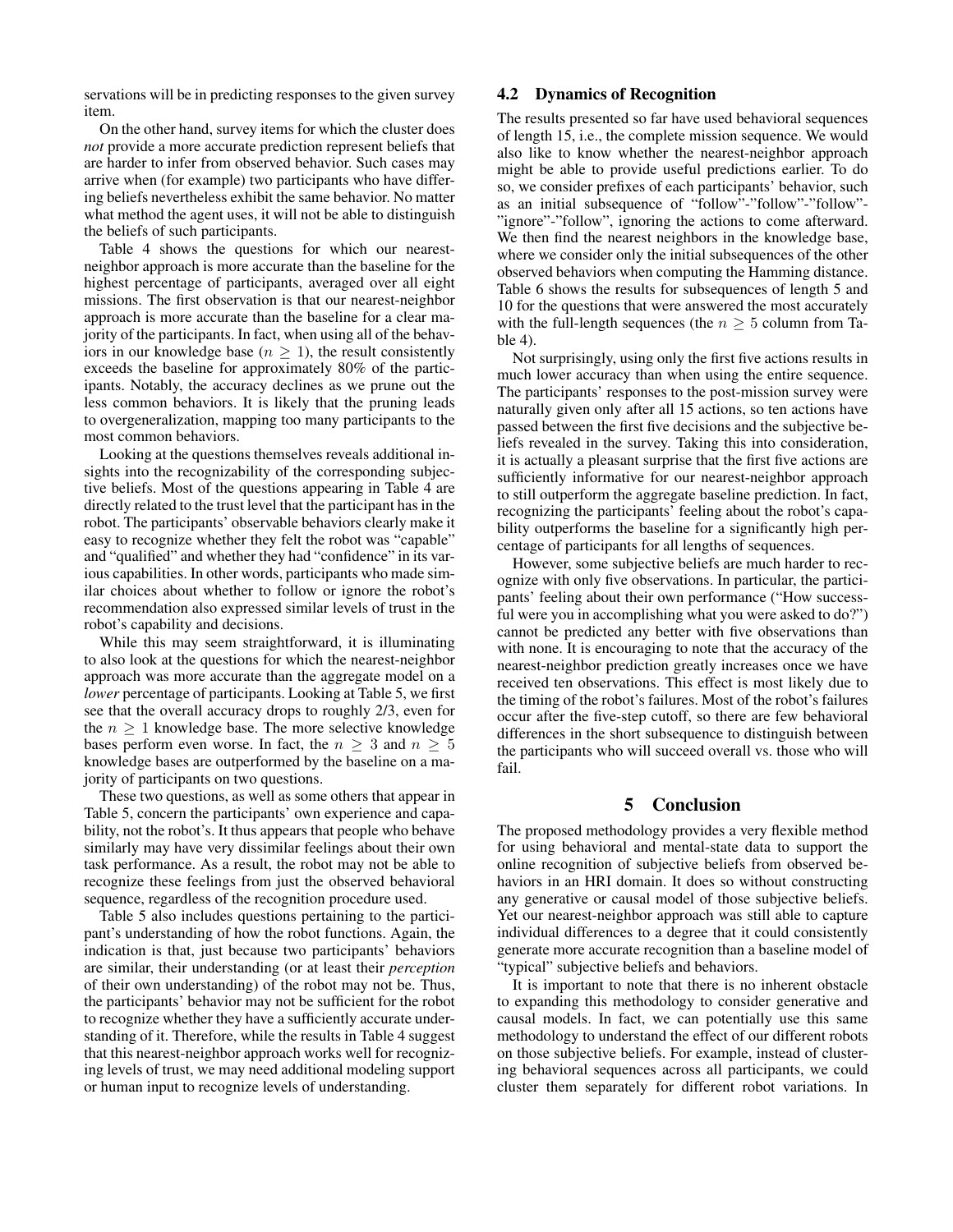servations will be in predicting responses to the given survey item.

On the other hand, survey items for which the cluster does *not* provide a more accurate prediction represent beliefs that are harder to infer from observed behavior. Such cases may arrive when (for example) two participants who have differing beliefs nevertheless exhibit the same behavior. No matter what method the agent uses, it will not be able to distinguish the beliefs of such participants.

Table 4 shows the questions for which our nearest-neighbor approach is more accurate than the baseline for the highest percentage of participants, averaged over all eight missions. The first observation is that our nearest-neighbor approach is more accurate than the baseline for a clear majority of the participants. In fact, when using all of the behaviors in our knowledge base ($n \geq 1$), the result consistently exceeds the baseline for approximately 80% of the participants. Notably, the accuracy declines as we prune out the less common behaviors. It is likely that the pruning leads to overgeneralization, mapping too many participants to the most common behaviors.

Looking at the questions themselves reveals additional insights into the recognizability of the corresponding subjective beliefs. Most of the questions appearing in Table 4 are directly related to the trust level that the participant has in the robot. The participants' observable behaviors clearly make it easy to recognize whether they felt the robot was "capable" and "qualified" and whether they had "confidence" in its various capabilities. In other words, participants who made similar choices about whether to follow or ignore the robot's recommendation also expressed similar levels of trust in the robot's capability and decisions.

While this may seem straightforward, it is illuminating to also look at the questions for which the nearest-neighbor approach was more accurate than the aggregate model on a *lower* percentage of participants. Looking at Table 5, we first see that the overall accuracy drops to roughly 2/3, even for the $n \geq 1$ knowledge base. The more selective knowledge bases perform even worse. In fact, the $n \geq 3$ and $n \geq 5$ knowledge bases are outperformed by the baseline on a majority of participants on two questions.

These two questions, as well as some others that appear in Table 5, concern the participants' own experience and capability, not the robot's. It thus appears that people who behave similarly may have very dissimilar feelings about their own task performance. As a result, the robot may not be able to recognize these feelings from just the observed behavioral sequence, regardless of the recognition procedure used.

Table 5 also includes questions pertaining to the participant's understanding of how the robot functions. Again, the indication is that, just because two participants' behaviors are similar, their understanding (or at least their *perception* of their own understanding) of the robot may not be. Thus, the participants' behavior may not be sufficient for the robot to recognize whether they have a sufficiently accurate understanding of it. Therefore, while the results in Table 4 suggest that this nearest-neighbor approach works well for recognizing levels of trust, we may need additional modeling support or human input to recognize levels of understanding.

### 4.2 Dynamics of Recognition

The results presented so far have used behavioral sequences of length 15, i.e., the complete mission sequence. We would also like to know whether the nearest-neighbor approach might be able to provide useful predictions earlier. To do so, we consider prefixes of each participants' behavior, such as an initial subsequence of "follow"-"follow"-"follow"-"ignore"-"follow", ignoring the actions to come afterward. We then find the nearest neighbors in the knowledge base, where we consider only the initial subsequences of the other observed behaviors when computing the Hamming distance. Table 6 shows the results for subsequences of length 5 and 10 for the questions that were answered the most accurately with the full-length sequences (the $n \geq 5$ column from Table 4).

Not surprisingly, using only the first five actions results in much lower accuracy than when using the entire sequence. The participants' responses to the post-mission survey were naturally given only after all 15 actions, so ten actions have passed between the first five decisions and the subjective beliefs revealed in the survey. Taking this into consideration, it is actually a pleasant surprise that the first five actions are sufficiently informative for our nearest-neighbor approach to still outperform the aggregate baseline prediction. In fact, recognizing the participants' feeling about the robot's capability outperforms the baseline for a significantly high percentage of participants for all lengths of sequences.

However, some subjective beliefs are much harder to recognize with only five observations. In particular, the participants' feeling about their own performance ("How successful were you in accomplishing what you were asked to do?") cannot be predicted any better with five observations than with none. It is encouraging to note that the accuracy of the nearest-neighbor prediction greatly increases once we have received ten observations. This effect is most likely due to the timing of the robot's failures. Most of the robot's failures occur after the five-step cutoff, so there are few behavioral differences in the short subsequence to distinguish between the participants who will succeed overall vs. those who will fail.

## 5 Conclusion

The proposed methodology provides a very flexible method for using behavioral and mental-state data to support the online recognition of subjective beliefs from observed behaviors in an HRI domain. It does so without constructing any generative or causal model of those subjective beliefs. Yet our nearest-neighbor approach was still able to capture individual differences to a degree that it could consistently generate more accurate recognition than a baseline model of "typical" subjective beliefs and behaviors.

It is important to note that there is no inherent obstacle to expanding this methodology to consider generative and causal models. In fact, we can potentially use this same methodology to understand the effect of our different robots on those subjective beliefs. For example, instead of clustering behavioral sequences across all participants, we could cluster them separately for different robot variations. In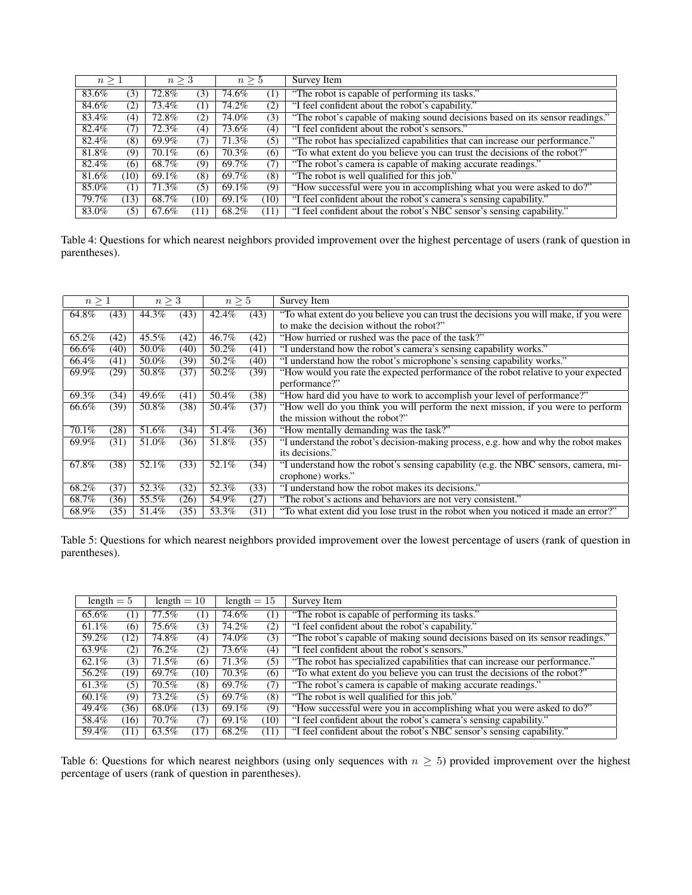| $n \geq 1$ | | $n \geq 3$ | | $n \geq 5$ | | Survey Item |
|---|---|---|---|---|---|---|
| 83.6% | (3) | 72.8% | (3) | 74.6% | (1) | "The robot is capable of performing its tasks." |
| 84.6% | (2) | 73.4% | (1) | 74.2% | (2) | "I feel confident about the robot's capability." |
| 83.4% | (4) | 72.8% | (2) | 74.0% | (3) | "The robot's capable of making sound decisions based on its sensor readings." |
| 82.4% | (7) | 72.3% | (4) | 73.6% | (4) | "I feel confident about the robot's sensors." |
| 82.4% | (8) | 69.9% | (7) | 71.3% | (5) | "The robot has specialized capabilities that can increase our performance." |
| 81.8% | (9) | 70.1% | (6) | 70.3% | (6) | "To what extent do you believe you can trust the decisions of the robot?" |
| 82.4% | (6) | 68.7% | (9) | 69.7% | (7) | "The robot's camera is capable of making accurate readings." |
| 81.6% | (10) | 69.1% | (8) | 69.7% | (8) | "The robot is well qualified for this job." |
| 85.0% | (1) | 71.3% | (5) | 69.1% | (9) | "How successful were you in accomplishing what you were asked to do?" |
| 79.7% | (13) | 68.7% | (10) | 69.1% | (10) | "I feel confident about the robot's camera's sensing capability." |
| 83.0% | (5) | 67.6% | (11) | 68.2% | (11) | "I feel confident about the robot's NBC sensor's sensing capability." |

Table 4: Questions for which nearest neighbors provided improvement over the highest percentage of users (rank of question in parentheses).

| $n \geq 1$ | | $n \geq 3$ | | $n \geq 5$ | | Survey Item |
|---|---|---|---|---|---|---|
| 64.8% | (43) | 44.3% | (43) | 42.4% | (43) | "To what extent do you believe you can trust the decisions you will make, if you were to make the decision without the robot?" |
| 65.2% | (42) | 45.5% | (42) | 46.7% | (42) | "How hurried or rushed was the pace of the task?" |
| 66.6% | (40) | 50.0% | (40) | 50.2% | (41) | "I understand how the robot's camera's sensing capability works." |
| 66.4% | (41) | 50.0% | (39) | 50.2% | (40) | "I understand how the robot's microphone's sensing capability works." |
| 69.9% | (29) | 50.8% | (37) | 50.2% | (39) | "How would you rate the expected performance of the robot relative to your expected performance?" |
| 69.3% | (34) | 49.6% | (41) | 50.4% | (38) | "How hard did you have to work to accomplish your level of performance?" |
| 66.6% | (39) | 50.8% | (38) | 50.4% | (37) | "How well do you think you will perform the next mission, if you were to perform the mission without the robot?" |
| 70.1% | (28) | 51.6% | (34) | 51.4% | (36) | "How mentally demanding was the task?" |
| 69.9% | (31) | 51.0% | (36) | 51.8% | (35) | "I understand the robot's decision-making process, e.g. how and why the robot makes its decisions." |
| 67.8% | (38) | 52.1% | (33) | 52.1% | (34) | "I understand how the robot's sensing capability (e.g. the NBC sensors, camera, microphone) works." |
| 68.2% | (37) | 52.3% | (32) | 52.3% | (33) | "I understand how the robot makes its decisions." |
| 68.7% | (36) | 55.5% | (26) | 54.9% | (27) | "The robot's actions and behaviors are not very consistent." |
| 68.9% | (35) | 51.4% | (35) | 53.3% | (31) | "To what extent did you lose trust in the robot when you noticed it made an error?" |

Table 5: Questions for which nearest neighbors provided improvement over the lowest percentage of users (rank of question in parentheses).

| length $= 5$ | | length $= 10$ | | length $= 15$ | | Survey Item |
|---|---|---|---|---|---|---|
| 65.6% | (1) | 77.5% | (1) | 74.6% | (1) | "The robot is capable of performing its tasks." |
| 61.1% | (6) | 75.6% | (3) | 74.2% | (2) | "I feel confident about the robot's capability." |
| 59.2% | (12) | 74.8% | (4) | 74.0% | (3) | "The robot's capable of making sound decisions based on its sensor readings." |
| 63.9% | (2) | 76.2% | (2) | 73.6% | (4) | "I feel confident about the robot's sensors." |
| 62.1% | (3) | 71.5% | (6) | 71.3% | (5) | "The robot has specialized capabilities that can increase our performance." |
| 56.2% | (19) | 69.7% | (10) | 70.3% | (6) | "To what extent do you believe you can trust the decisions of the robot?" |
| 61.3% | (5) | 70.5% | (8) | 69.7% | (7) | "The robot's camera is capable of making accurate readings." |
| 60.1% | (9) | 73.2% | (5) | 69.7% | (8) | "The robot is well qualified for this job." |
| 49.4% | (36) | 68.0% | (13) | 69.1% | (9) | "How successful were you in accomplishing what you were asked to do?" |
| 58.4% | (16) | 70.7% | (7) | 69.1% | (10) | "I feel confident about the robot's camera's sensing capability." |
| 59.4% | (11) | 63.5% | (17) | 68.2% | (11) | "I feel confident about the robot's NBC sensor's sensing capability." |

Table 6: Questions for which nearest neighbors (using only sequences with $n \geq 5$) provided improvement over the highest percentage of users (rank of question in parentheses).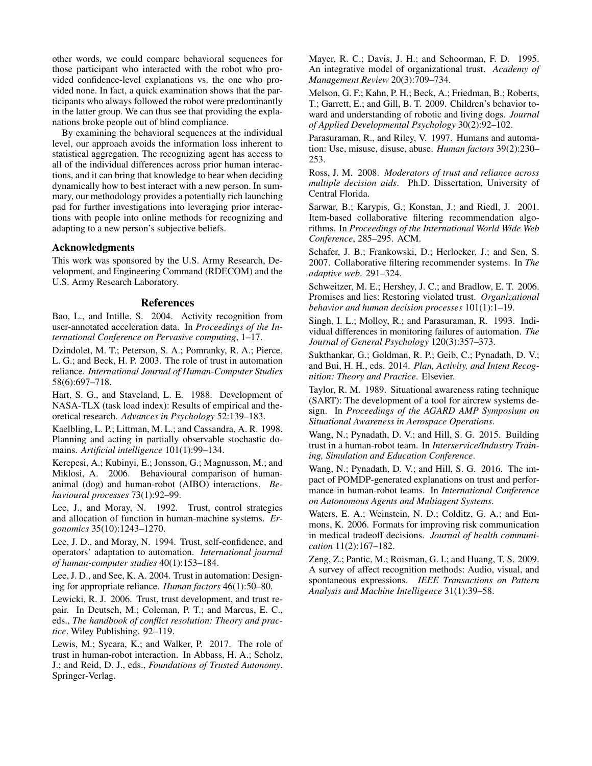other words, we could compare behavioral sequences for those participant who interacted with the robot who provided confidence-level explanations vs. the one who provided none. In fact, a quick examination shows that the participants who always followed the robot were predominantly in the latter group. We can thus see that providing the explanations broke people out of blind compliance.

By examining the behavioral sequences at the individual level, our approach avoids the information loss inherent to statistical aggregation. The recognizing agent has access to all of the individual differences across prior human interactions, and it can bring that knowledge to bear when deciding dynamically how to best interact with a new person. In summary, our methodology provides a potentially rich launching pad for further investigations into leveraging prior interactions with people into online methods for recognizing and adapting to a new person's subjective beliefs.

### Acknowledgments

This work was sponsored by the U.S. Army Research, Development, and Engineering Command (RDECOM) and the U.S. Army Research Laboratory.

## References

Bao, L., and Intille, S. 2004. Activity recognition from user-annotated acceleration data. In *Proceedings of the International Conference on Pervasive computing*, 1–17.

Dzindolet, M. T.; Peterson, S. A.; Pomranky, R. A.; Pierce, L. G.; and Beck, H. P. 2003. The role of trust in automation reliance. *International Journal of Human-Computer Studies* 58(6):697–718.

Hart, S. G., and Staveland, L. E. 1988. Development of NASA-TLX (task load index): Results of empirical and theoretical research. *Advances in Psychology* 52:139–183.

Kaelbling, L. P.; Littman, M. L.; and Cassandra, A. R. 1998. Planning and acting in partially observable stochastic domains. *Artificial intelligence* 101(1):99–134.

Kerepesi, A.; Kubinyi, E.; Jonsson, G.; Magnusson, M.; and Miklosi, A. 2006. Behavioural comparison of human-animal (dog) and human-robot (AIBO) interactions. *Behavioural processes* 73(1):92–99.

Lee, J., and Moray, N. 1992. Trust, control strategies and allocation of function in human-machine systems. *Ergonomics* 35(10):1243–1270.

Lee, J. D., and Moray, N. 1994. Trust, self-confidence, and operators' adaptation to automation. *International journal of human-computer studies* 40(1):153–184.

Lee, J. D., and See, K. A. 2004. Trust in automation: Designing for appropriate reliance. *Human factors* 46(1):50–80.

Lewicki, R. J. 2006. Trust, trust development, and trust repair. In Deutsch, M.; Coleman, P. T.; and Marcus, E. C., eds., *The handbook of conflict resolution: Theory and practice*. Wiley Publishing. 92–119.

Lewis, M.; Sycara, K.; and Walker, P. 2017. The role of trust in human-robot interaction. In Abbass, H. A.; Scholz, J.; and Reid, D. J., eds., *Foundations of Trusted Autonomy*. Springer-Verlag.

Mayer, R. C.; Davis, J. H.; and Schoorman, F. D. 1995. An integrative model of organizational trust. *Academy of Management Review* 20(3):709–734.

Melson, G. F.; Kahn, P. H.; Beck, A.; Friedman, B.; Roberts, T.; Garrett, E.; and Gill, B. T. 2009. Children's behavior toward and understanding of robotic and living dogs. *Journal of Applied Developmental Psychology* 30(2):92–102.

Parasuraman, R., and Riley, V. 1997. Humans and automation: Use, misuse, disuse, abuse. *Human factors* 39(2):230–253.

Ross, J. M. 2008. *Moderators of trust and reliance across multiple decision aids*. Ph.D. Dissertation, University of Central Florida.

Sarwar, B.; Karypis, G.; Konstan, J.; and Riedl, J. 2001. Item-based collaborative filtering recommendation algorithms. In *Proceedings of the International World Wide Web Conference*, 285–295. ACM.

Schafer, J. B.; Frankowski, D.; Herlocker, J.; and Sen, S. 2007. Collaborative filtering recommender systems. In *The adaptive web*. 291–324.

Schweitzer, M. E.; Hershey, J. C.; and Bradlow, E. T. 2006. Promises and lies: Restoring violated trust. *Organizational behavior and human decision processes* 101(1):1–19.

Singh, I. L.; Molloy, R.; and Parasuraman, R. 1993. Individual differences in monitoring failures of automation. *The Journal of General Psychology* 120(3):357–373.

Sukthankar, G.; Goldman, R. P.; Geib, C.; Pynadath, D. V.; and Bui, H. H., eds. 2014. *Plan, Activity, and Intent Recognition: Theory and Practice*. Elsevier.

Taylor, R. M. 1989. Situational awareness rating technique (SART): The development of a tool for aircrew systems design. In *Proceedings of the AGARD AMP Symposium on Situational Awareness in Aerospace Operations*.

Wang, N.; Pynadath, D. V.; and Hill, S. G. 2015. Building trust in a human-robot team. In *Interservice/Industry Training, Simulation and Education Conference*.

Wang, N.; Pynadath, D. V.; and Hill, S. G. 2016. The impact of POMDP-generated explanations on trust and performance in human-robot teams. In *International Conference on Autonomous Agents and Multiagent Systems*.

Waters, E. A.; Weinstein, N. D.; Colditz, G. A.; and Emmons, K. 2006. Formats for improving risk communication in medical tradeoff decisions. *Journal of health communication* 11(2):167–182.

Zeng, Z.; Pantic, M.; Roisman, G. I.; and Huang, T. S. 2009. A survey of affect recognition methods: Audio, visual, and spontaneous expressions. *IEEE Transactions on Pattern Analysis and Machine Intelligence* 31(1):39–58.